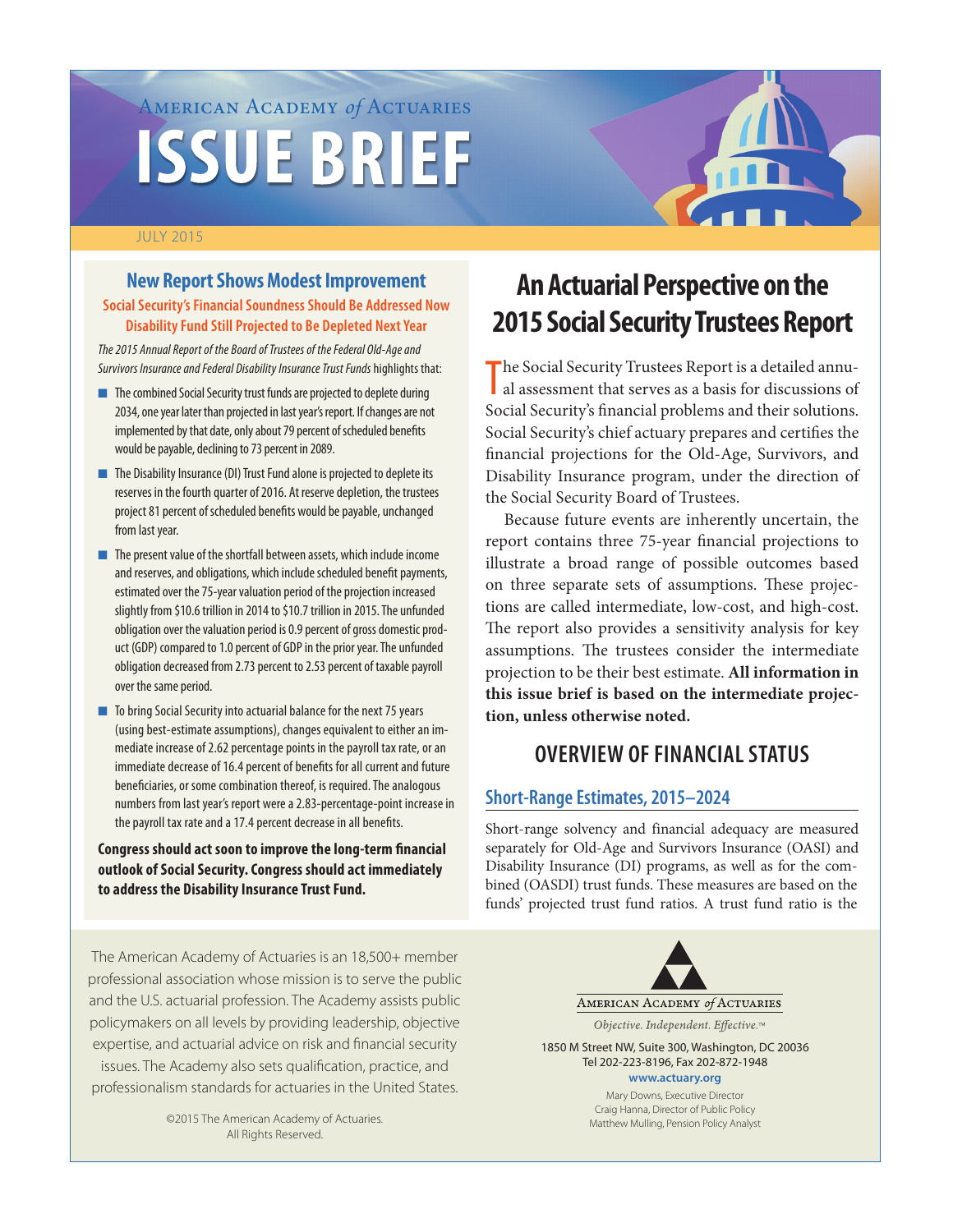American Academy *of* Actuaries

# ISSUE BRIEF

JULY 2015

## New Report Shows Modest Improvement

**Social Security's Financial Soundness Should Be Addressed Now**
**Disability Fund Still Projected to Be Depleted Next Year**

*The 2015 Annual Report of the Board of Trustees of the Federal Old-Age and Survivors Insurance and Federal Disability Insurance Trust Funds* highlights that:

- The combined Social Security trust funds are projected to deplete during 2034, one year later than projected in last year's report. If changes are not implemented by that date, only about 79 percent of scheduled benefits would be payable, declining to 73 percent in 2089.
- The Disability Insurance (DI) Trust Fund alone is projected to deplete its reserves in the fourth quarter of 2016. At reserve depletion, the trustees project 81 percent of scheduled benefits would be payable, unchanged from last year.
- The present value of the shortfall between assets, which include income and reserves, and obligations, which include scheduled benefit payments, estimated over the 75-year valuation period of the projection increased slightly from $10.6 trillion in 2014 to $10.7 trillion in 2015. The unfunded obligation over the valuation period is 0.9 percent of gross domestic product (GDP) compared to 1.0 percent of GDP in the prior year. The unfunded obligation decreased from 2.73 percent to 2.53 percent of taxable payroll over the same period.
- To bring Social Security into actuarial balance for the next 75 years (using best-estimate assumptions), changes equivalent to either an immediate increase of 2.62 percentage points in the payroll tax rate, or an immediate decrease of 16.4 percent of benefits for all current and future beneficiaries, or some combination thereof, is required. The analogous numbers from last year's report were a 2.83-percentage-point increase in the payroll tax rate and a 17.4 percent decrease in all benefits.

**Congress should act soon to improve the long-term financial outlook of Social Security. Congress should act immediately to address the Disability Insurance Trust Fund.**

# An Actuarial Perspective on the 2015 Social Security Trustees Report

The Social Security Trustees Report is a detailed annual assessment that serves as a basis for discussions of Social Security's financial problems and their solutions. Social Security's chief actuary prepares and certifies the financial projections for the Old-Age, Survivors, and Disability Insurance program, under the direction of the Social Security Board of Trustees.

Because future events are inherently uncertain, the report contains three 75-year financial projections to illustrate a broad range of possible outcomes based on three separate sets of assumptions. These projections are called intermediate, low-cost, and high-cost. The report also provides a sensitivity analysis for key assumptions. The trustees consider the intermediate projection to be their best estimate. **All information in this issue brief is based on the intermediate projection, unless otherwise noted.**

## OVERVIEW OF FINANCIAL STATUS

### Short-Range Estimates, 2015–2024

Short-range solvency and financial adequacy are measured separately for Old-Age and Survivors Insurance (OASI) and Disability Insurance (DI) programs, as well as for the combined (OASDI) trust funds. These measures are based on the funds' projected trust fund ratios. A trust fund ratio is the

The American Academy of Actuaries is an 18,500+ member professional association whose mission is to serve the public and the U.S. actuarial profession. The Academy assists public policymakers on all levels by providing leadership, objective expertise, and actuarial advice on risk and financial security issues. The Academy also sets qualification, practice, and professionalism standards for actuaries in the United States.

©2015 The American Academy of Actuaries. All Rights Reserved.

American Academy *of* Actuaries

*Objective. Independent. Effective.*™

1850 M Street NW, Suite 300, Washington, DC 20036
Tel 202-223-8196, Fax 202-872-1948
**www.actuary.org**

Mary Downs, Executive Director
Craig Hanna, Director of Public Policy
Matthew Mulling, Pension Policy Analyst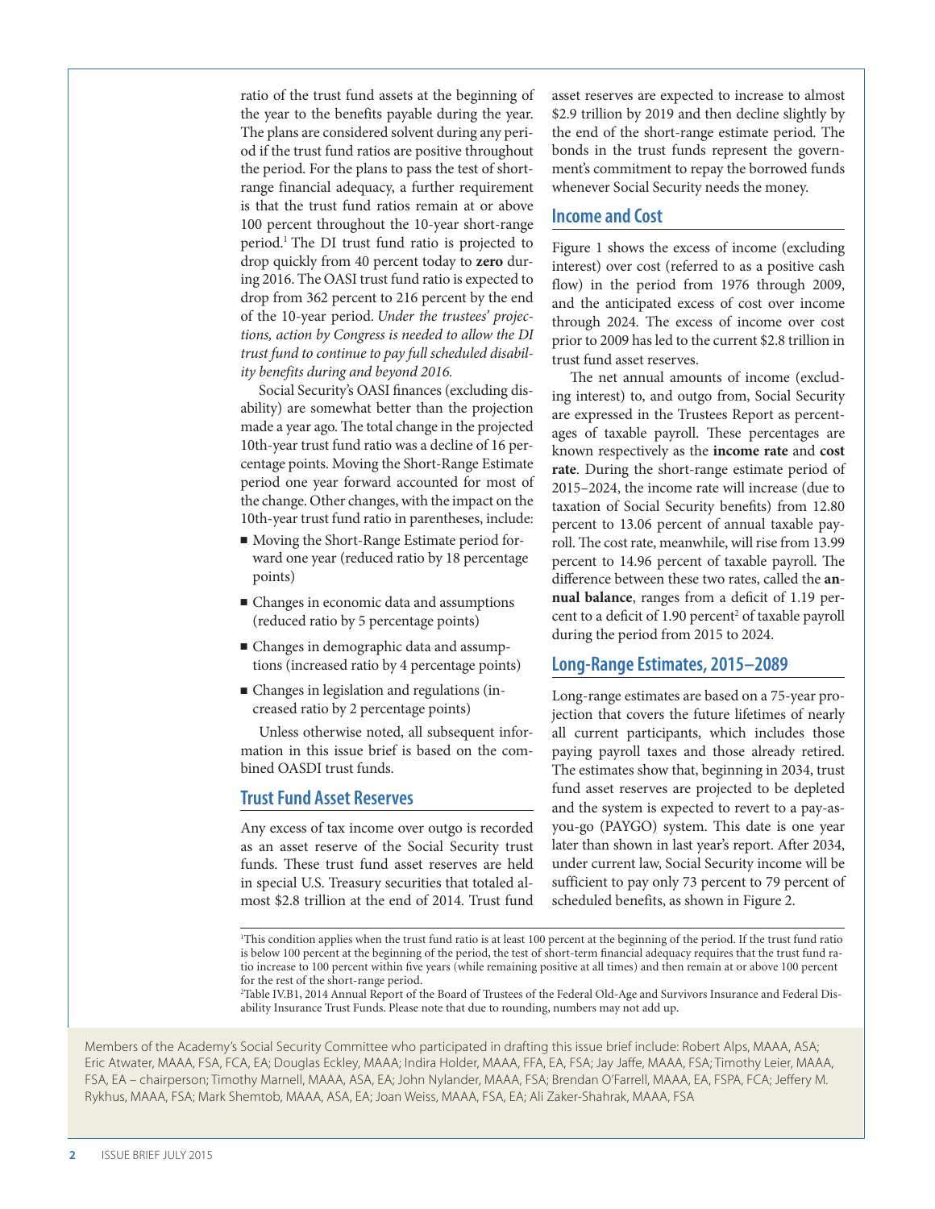ratio of the trust fund assets at the beginning of the year to the benefits payable during the year. The plans are considered solvent during any period if the trust fund ratios are positive throughout the period. For the plans to pass the test of short-range financial adequacy, a further requirement is that the trust fund ratios remain at or above 100 percent throughout the 10-year short-range period.[1] The DI trust fund ratio is projected to drop quickly from 40 percent today to **zero** during 2016. The OASI trust fund ratio is expected to drop from 362 percent to 216 percent by the end of the 10-year period. *Under the trustees' projections, action by Congress is needed to allow the DI trust fund to continue to pay full scheduled disability benefits during and beyond 2016.*

Social Security's OASI finances (excluding disability) are somewhat better than the projection made a year ago. The total change in the projected 10th-year trust fund ratio was a decline of 16 percentage points. Moving the Short-Range Estimate period one year forward accounted for most of the change. Other changes, with the impact on the 10th-year trust fund ratio in parentheses, include:

- Moving the Short-Range Estimate period forward one year (reduced ratio by 18 percentage points)
- Changes in economic data and assumptions (reduced ratio by 5 percentage points)
- Changes in demographic data and assumptions (increased ratio by 4 percentage points)
- Changes in legislation and regulations (increased ratio by 2 percentage points)

Unless otherwise noted, all subsequent information in this issue brief is based on the combined OASDI trust funds.

## Trust Fund Asset Reserves

Any excess of tax income over outgo is recorded as an asset reserve of the Social Security trust funds. These trust fund asset reserves are held in special U.S. Treasury securities that totaled almost $2.8 trillion at the end of 2014. Trust fund asset reserves are expected to increase to almost $2.9 trillion by 2019 and then decline slightly by the end of the short-range estimate period. The bonds in the trust funds represent the government's commitment to repay the borrowed funds whenever Social Security needs the money.

## Income and Cost

Figure 1 shows the excess of income (excluding interest) over cost (referred to as a positive cash flow) in the period from 1976 through 2009, and the anticipated excess of cost over income through 2024. The excess of income over cost prior to 2009 has led to the current $2.8 trillion in trust fund asset reserves.

The net annual amounts of income (excluding interest) to, and outgo from, Social Security are expressed in the Trustees Report as percentages of taxable payroll. These percentages are known respectively as the **income rate** and **cost rate**. During the short-range estimate period of 2015–2024, the income rate will increase (due to taxation of Social Security benefits) from 12.80 percent to 13.06 percent of annual taxable payroll. The cost rate, meanwhile, will rise from 13.99 percent to 14.96 percent of taxable payroll. The difference between these two rates, called the **annual balance**, ranges from a deficit of 1.19 percent to a deficit of 1.90 percent[2] of taxable payroll during the period from 2015 to 2024.

## Long-Range Estimates, 2015–2089

Long-range estimates are based on a 75-year projection that covers the future lifetimes of nearly all current participants, which includes those paying payroll taxes and those already retired. The estimates show that, beginning in 2034, trust fund asset reserves are projected to be depleted and the system is expected to revert to a pay-as-you-go (PAYGO) system. This date is one year later than shown in last year's report. After 2034, under current law, Social Security income will be sufficient to pay only 73 percent to 79 percent of scheduled benefits, as shown in Figure 2.

---

[1] This condition applies when the trust fund ratio is at least 100 percent at the beginning of the period. If the trust fund ratio is below 100 percent at the beginning of the period, the test of short-term financial adequacy requires that the trust fund ratio increase to 100 percent within five years (while remaining positive at all times) and then remain at or above 100 percent for the rest of the short-range period.

[2] Table IV.B1, 2014 Annual Report of the Board of Trustees of the Federal Old-Age and Survivors Insurance and Federal Disability Insurance Trust Funds. Please note that due to rounding, numbers may not add up.

Members of the Academy's Social Security Committee who participated in drafting this issue brief include: Robert Alps, MAAA, ASA; Eric Atwater, MAAA, FSA, FCA, EA; Douglas Eckley, MAAA; Indira Holder, MAAA, FFA, EA, FSA; Jay Jaffe, MAAA, FSA; Timothy Leier, MAAA, FSA, EA – chairperson; Timothy Marnell, MAAA, ASA, EA; John Nylander, MAAA, FSA; Brendan O'Farrell, MAAA, EA, FSPA, FCA; Jeffery M. Rykhus, MAAA, FSA; Mark Shemtob, MAAA, ASA, EA; Joan Weiss, MAAA, FSA, EA; Ali Zaker-Shahrak, MAAA, FSA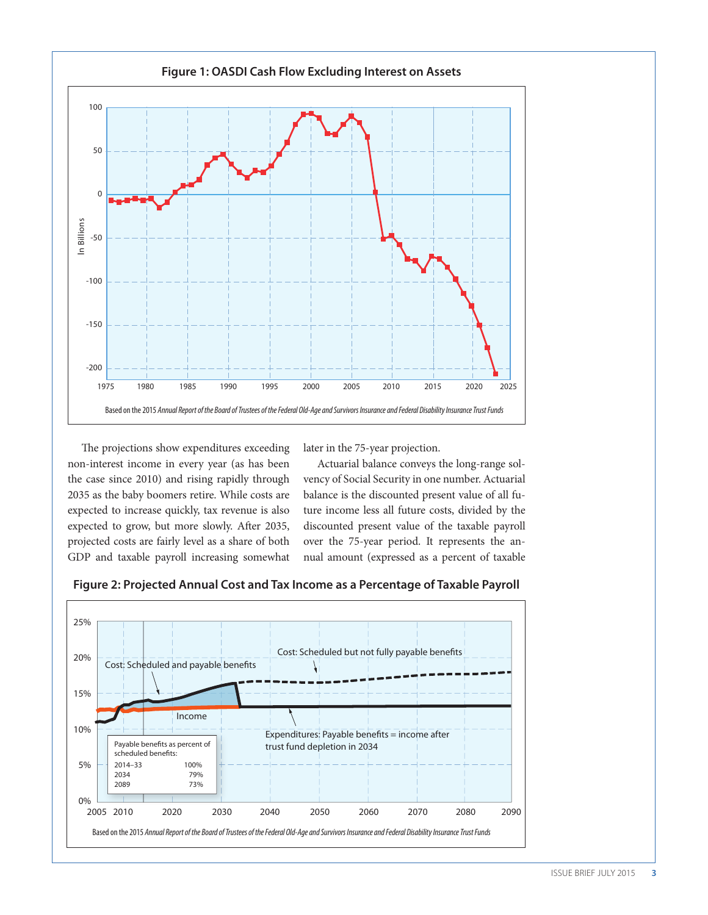**Figure 1: OASDI Cash Flow Excluding Interest on Assets**

Based on the 2015 *Annual Report of the Board of Trustees of the Federal Old-Age and Survivors Insurance and Federal Disability Insurance Trust Funds*

The projections show expenditures exceeding non-interest income in every year (as has been the case since 2010) and rising rapidly through 2035 as the baby boomers retire. While costs are expected to increase quickly, tax revenue is also expected to grow, but more slowly. After 2035, projected costs are fairly level as a share of both GDP and taxable payroll increasing somewhat later in the 75-year projection.

Actuarial balance conveys the long-range solvency of Social Security in one number. Actuarial balance is the discounted present value of all future income less all future costs, divided by the discounted present value of the taxable payroll over the 75-year period. It represents the annual amount (expressed as a percent of taxable

**Figure 2: Projected Annual Cost and Tax Income as a Percentage of Taxable Payroll**

| Payable benefits as percent of scheduled benefits: | |
|---|---|
| 2014–33 | 100% |
| 2034 | 79% |
| 2089 | 73% |

Based on the 2015 *Annual Report of the Board of Trustees of the Federal Old-Age and Survivors Insurance and Federal Disability Insurance Trust Funds*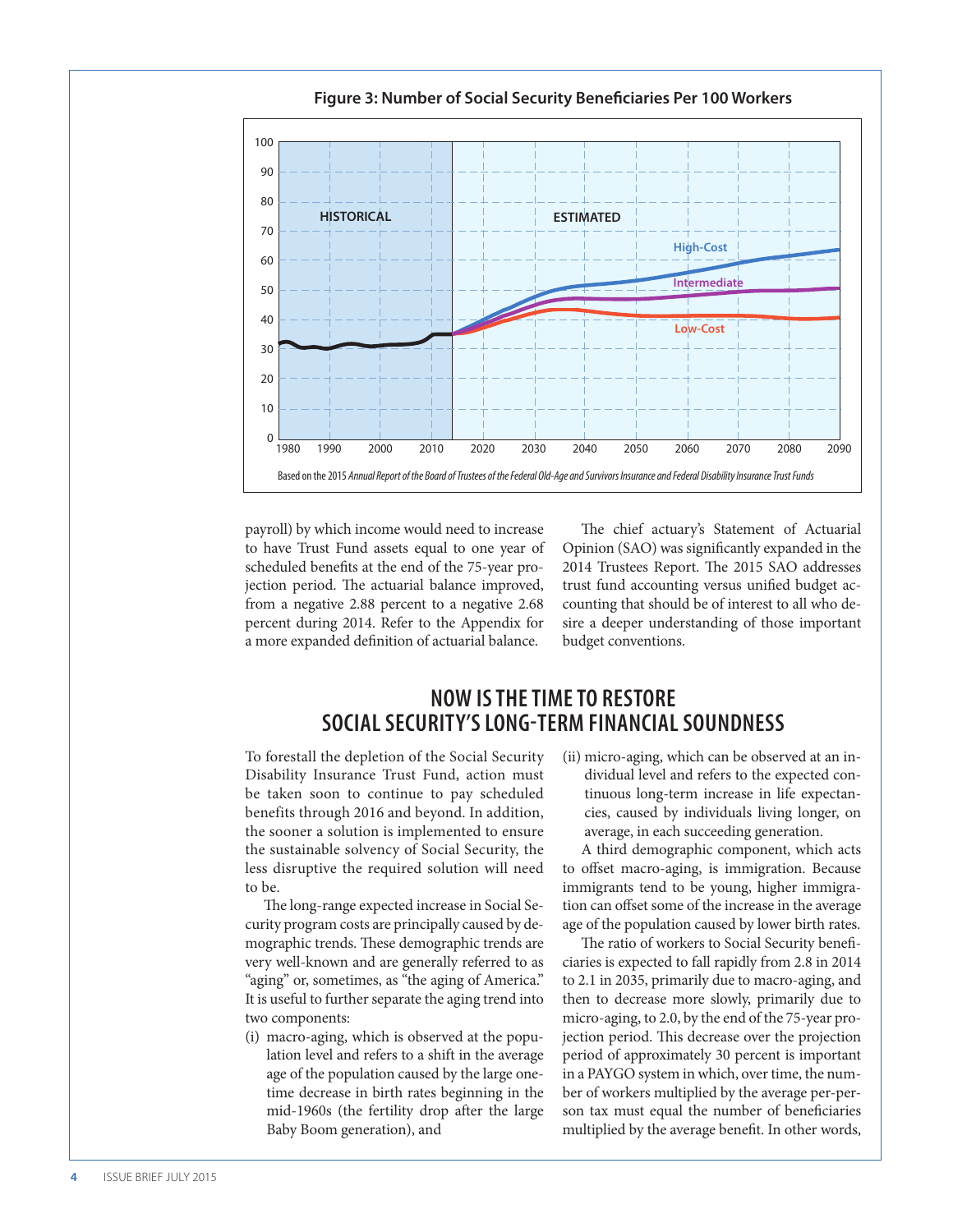**Figure 3: Number of Social Security Beneficiaries Per 100 Workers**

Based on the 2015 *Annual Report of the Board of Trustees of the Federal Old-Age and Survivors Insurance and Federal Disability Insurance Trust Funds*

payroll) by which income would need to increase to have Trust Fund assets equal to one year of scheduled benefits at the end of the 75-year projection period. The actuarial balance improved, from a negative 2.88 percent to a negative 2.68 percent during 2014. Refer to the Appendix for a more expanded definition of actuarial balance.

The chief actuary's Statement of Actuarial Opinion (SAO) was significantly expanded in the 2014 Trustees Report. The 2015 SAO addresses trust fund accounting versus unified budget accounting that should be of interest to all who desire a deeper understanding of those important budget conventions.

## NOW IS THE TIME TO RESTORE SOCIAL SECURITY'S LONG-TERM FINANCIAL SOUNDNESS

To forestall the depletion of the Social Security Disability Insurance Trust Fund, action must be taken soon to continue to pay scheduled benefits through 2016 and beyond. In addition, the sooner a solution is implemented to ensure the sustainable solvency of Social Security, the less disruptive the required solution will need to be.

The long-range expected increase in Social Security program costs are principally caused by demographic trends. These demographic trends are very well-known and are generally referred to as "aging" or, sometimes, as "the aging of America." It is useful to further separate the aging trend into two components:

(i) macro-aging, which is observed at the population level and refers to a shift in the average age of the population caused by the large one-time decrease in birth rates beginning in the mid-1960s (the fertility drop after the large Baby Boom generation), and

(ii) micro-aging, which can be observed at an individual level and refers to the expected continuous long-term increase in life expectancies, caused by individuals living longer, on average, in each succeeding generation.

A third demographic component, which acts to offset macro-aging, is immigration. Because immigrants tend to be young, higher immigration can offset some of the increase in the average age of the population caused by lower birth rates.

The ratio of workers to Social Security beneficiaries is expected to fall rapidly from 2.8 in 2014 to 2.1 in 2035, primarily due to macro-aging, and then to decrease more slowly, primarily due to micro-aging, to 2.0, by the end of the 75-year projection period. This decrease over the projection period of approximately 30 percent is important in a PAYGO system in which, over time, the number of workers multiplied by the average per-person tax must equal the number of beneficiaries multiplied by the average benefit. In other words,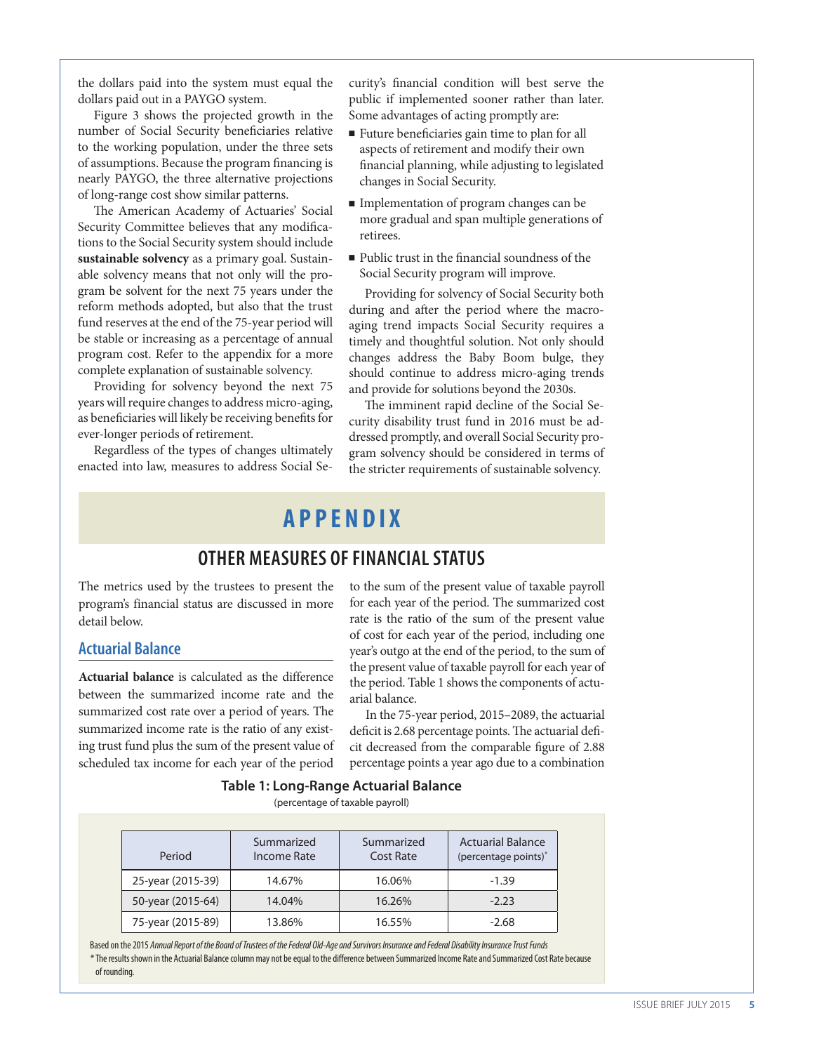the dollars paid into the system must equal the dollars paid out in a PAYGO system.

Figure 3 shows the projected growth in the number of Social Security beneficiaries relative to the working population, under the three sets of assumptions. Because the program financing is nearly PAYGO, the three alternative projections of long-range cost show similar patterns.

The American Academy of Actuaries' Social Security Committee believes that any modifications to the Social Security system should include **sustainable solvency** as a primary goal. Sustainable solvency means that not only will the program be solvent for the next 75 years under the reform methods adopted, but also that the trust fund reserves at the end of the 75-year period will be stable or increasing as a percentage of annual program cost. Refer to the appendix for a more complete explanation of sustainable solvency.

Providing for solvency beyond the next 75 years will require changes to address micro-aging, as beneficiaries will likely be receiving benefits for ever-longer periods of retirement.

Regardless of the types of changes ultimately enacted into law, measures to address Social Security's financial condition will best serve the public if implemented sooner rather than later. Some advantages of acting promptly are:

- Future beneficiaries gain time to plan for all aspects of retirement and modify their own financial planning, while adjusting to legislated changes in Social Security.
- Implementation of program changes can be more gradual and span multiple generations of retirees.
- Public trust in the financial soundness of the Social Security program will improve.

Providing for solvency of Social Security both during and after the period where the macro-aging trend impacts Social Security requires a timely and thoughtful solution. Not only should changes address the Baby Boom bulge, they should continue to address micro-aging trends and provide for solutions beyond the 2030s.

The imminent rapid decline of the Social Security disability trust fund in 2016 must be addressed promptly, and overall Social Security program solvency should be considered in terms of the stricter requirements of sustainable solvency.

# APPENDIX

## OTHER MEASURES OF FINANCIAL STATUS

The metrics used by the trustees to present the program's financial status are discussed in more detail below.

### Actuarial Balance

**Actuarial balance** is calculated as the difference between the summarized income rate and the summarized cost rate over a period of years. The summarized income rate is the ratio of any existing trust fund plus the sum of the present value of scheduled tax income for each year of the period to the sum of the present value of taxable payroll for each year of the period. The summarized cost rate is the ratio of the sum of the present value of cost for each year of the period, including one year's outgo at the end of the period, to the sum of the present value of taxable payroll for each year of the period. Table 1 shows the components of actuarial balance.

In the 75-year period, 2015–2089, the actuarial deficit is 2.68 percentage points. The actuarial deficit decreased from the comparable figure of 2.88 percentage points a year ago due to a combination

**Table 1: Long-Range Actuarial Balance**

(percentage of taxable payroll)

| Period | Summarized Income Rate | Summarized Cost Rate | Actuarial Balance (percentage points)* |
|---|---|---|---|
| 25-year (2015-39) | 14.67% | 16.06% | -1.39 |
| 50-year (2015-64) | 14.04% | 16.26% | -2.23 |
| 75-year (2015-89) | 13.86% | 16.55% | -2.68 |

Based on the 2015 *Annual Report of the Board of Trustees of the Federal Old-Age and Survivors Insurance and Federal Disability Insurance Trust Funds*

* The results shown in the Actuarial Balance column may not be equal to the difference between Summarized Income Rate and Summarized Cost Rate because of rounding.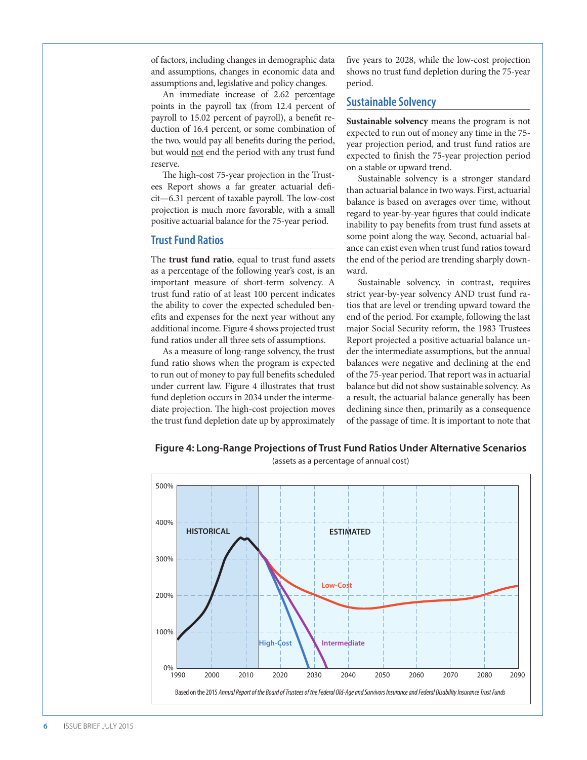of factors, including changes in demographic data and assumptions, changes in economic data and assumptions and, legislative and policy changes.

An immediate increase of 2.62 percentage points in the payroll tax (from 12.4 percent of payroll to 15.02 percent of payroll), a benefit reduction of 16.4 percent, or some combination of the two, would pay all benefits during the period, but would not end the period with any trust fund reserve.

The high-cost 75-year projection in the Trustees Report shows a far greater actuarial deficit—6.31 percent of taxable payroll. The low-cost projection is much more favorable, with a small positive actuarial balance for the 75-year period.

## Trust Fund Ratios

The **trust fund ratio**, equal to trust fund assets as a percentage of the following year's cost, is an important measure of short-term solvency. A trust fund ratio of at least 100 percent indicates the ability to cover the expected scheduled benefits and expenses for the next year without any additional income. Figure 4 shows projected trust fund ratios under all three sets of assumptions.

As a measure of long-range solvency, the trust fund ratio shows when the program is expected to run out of money to pay full benefits scheduled under current law. Figure 4 illustrates that trust fund depletion occurs in 2034 under the intermediate projection. The high-cost projection moves the trust fund depletion date up by approximately five years to 2028, while the low-cost projection shows no trust fund depletion during the 75-year period.

## Sustainable Solvency

**Sustainable solvency** means the program is not expected to run out of money any time in the 75-year projection period, and trust fund ratios are expected to finish the 75-year projection period on a stable or upward trend.

Sustainable solvency is a stronger standard than actuarial balance in two ways. First, actuarial balance is based on averages over time, without regard to year-by-year figures that could indicate inability to pay benefits from trust fund assets at some point along the way. Second, actuarial balance can exist even when trust fund ratios toward the end of the period are trending sharply downward.

Sustainable solvency, in contrast, requires strict year-by-year solvency AND trust fund ratios that are level or trending upward toward the end of the period. For example, following the last major Social Security reform, the 1983 Trustees Report projected a positive actuarial balance under the intermediate assumptions, but the annual balances were negative and declining at the end of the 75-year period. That report was in actuarial balance but did not show sustainable solvency. As a result, the actuarial balance generally has been declining since then, primarily as a consequence of the passage of time. It is important to note that

**Figure 4: Long-Range Projections of Trust Fund Ratios Under Alternative Scenarios**
(assets as a percentage of annual cost)

Based on the 2015 *Annual Report of the Board of Trustees of the Federal Old-Age and Survivors Insurance and Federal Disability Insurance Trust Funds*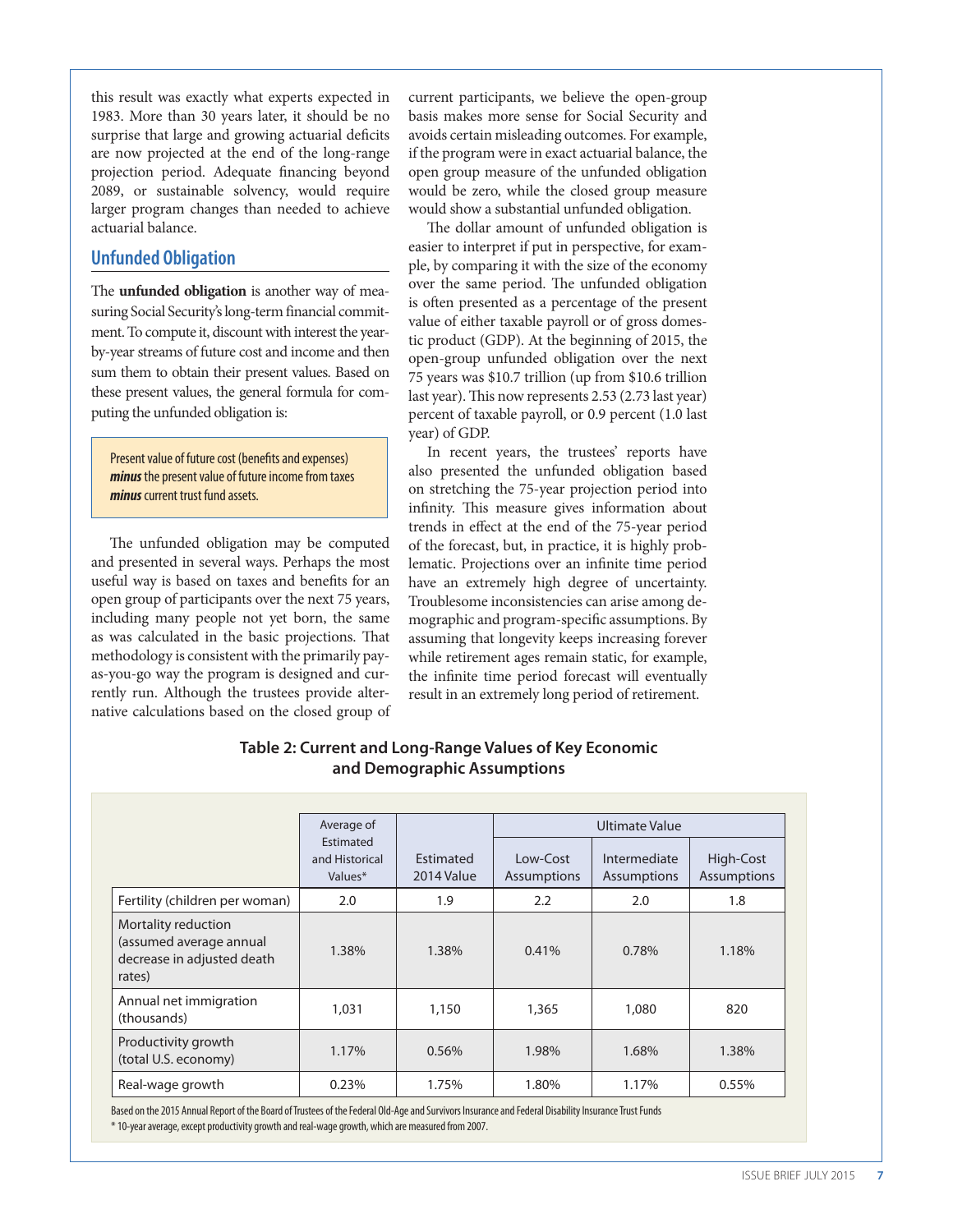this result was exactly what experts expected in 1983. More than 30 years later, it should be no surprise that large and growing actuarial deficits are now projected at the end of the long-range projection period. Adequate financing beyond 2089, or sustainable solvency, would require larger program changes than needed to achieve actuarial balance.

## Unfunded Obligation

The **unfunded obligation** is another way of measuring Social Security's long-term financial commitment. To compute it, discount with interest the year-by-year streams of future cost and income and then sum them to obtain their present values. Based on these present values, the general formula for computing the unfunded obligation is:

> Present value of future cost (benefits and expenses) ***minus*** the present value of future income from taxes ***minus*** current trust fund assets.

The unfunded obligation may be computed and presented in several ways. Perhaps the most useful way is based on taxes and benefits for an open group of participants over the next 75 years, including many people not yet born, the same as was calculated in the basic projections. That methodology is consistent with the primarily pay-as-you-go way the program is designed and currently run. Although the trustees provide alternative calculations based on the closed group of current participants, we believe the open-group basis makes more sense for Social Security and avoids certain misleading outcomes. For example, if the program were in exact actuarial balance, the open group measure of the unfunded obligation would be zero, while the closed group measure would show a substantial unfunded obligation.

The dollar amount of unfunded obligation is easier to interpret if put in perspective, for example, by comparing it with the size of the economy over the same period. The unfunded obligation is often presented as a percentage of the present value of either taxable payroll or of gross domestic product (GDP). At the beginning of 2015, the open-group unfunded obligation over the next 75 years was $10.7 trillion (up from $10.6 trillion last year). This now represents 2.53 (2.73 last year) percent of taxable payroll, or 0.9 percent (1.0 last year) of GDP.

In recent years, the trustees' reports have also presented the unfunded obligation based on stretching the 75-year projection period into infinity. This measure gives information about trends in effect at the end of the 75-year period of the forecast, but, in practice, it is highly problematic. Projections over an infinite time period have an extremely high degree of uncertainty. Troublesome inconsistencies can arise among demographic and program-specific assumptions. By assuming that longevity keeps increasing forever while retirement ages remain static, for example, the infinite time period forecast will eventually result in an extremely long period of retirement.

**Table 2: Current and Long-Range Values of Key Economic and Demographic Assumptions**

| | Average of Estimated and Historical Values* | Estimated 2014 Value | Ultimate Value | | |
|---|---|---|---|---|---|
| | | | Low-Cost Assumptions | Intermediate Assumptions | High-Cost Assumptions |
| Fertility (children per woman) | 2.0 | 1.9 | 2.2 | 2.0 | 1.8 |
| Mortality reduction (assumed average annual decrease in adjusted death rates) | 1.38% | 1.38% | 0.41% | 0.78% | 1.18% |
| Annual net immigration (thousands) | 1,031 | 1,150 | 1,365 | 1,080 | 820 |
| Productivity growth (total U.S. economy) | 1.17% | 0.56% | 1.98% | 1.68% | 1.38% |
| Real-wage growth | 0.23% | 1.75% | 1.80% | 1.17% | 0.55% |

Based on the 2015 Annual Report of the Board of Trustees of the Federal Old-Age and Survivors Insurance and Federal Disability Insurance Trust Funds

\* 10-year average, except productivity growth and real-wage growth, which are measured from 2007.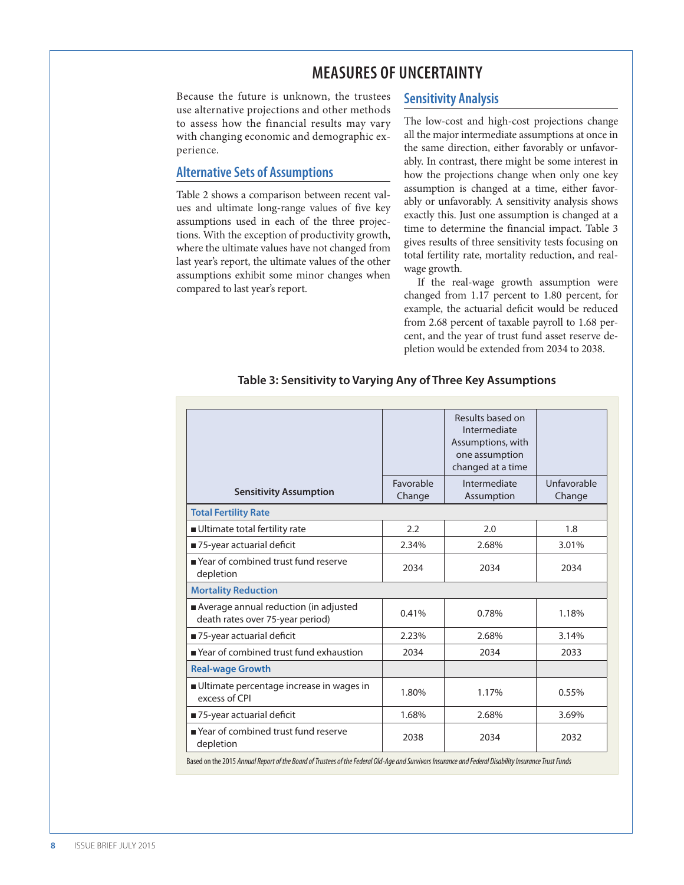# MEASURES OF UNCERTAINTY

Because the future is unknown, the trustees use alternative projections and other methods to assess how the financial results may vary with changing economic and demographic experience.

## Alternative Sets of Assumptions

Table 2 shows a comparison between recent values and ultimate long-range values of five key assumptions used in each of the three projections. With the exception of productivity growth, where the ultimate values have not changed from last year's report, the ultimate values of the other assumptions exhibit some minor changes when compared to last year's report.

## Sensitivity Analysis

The low-cost and high-cost projections change all the major intermediate assumptions at once in the same direction, either favorably or unfavorably. In contrast, there might be some interest in how the projections change when only one key assumption is changed at a time, either favorably or unfavorably. A sensitivity analysis shows exactly this. Just one assumption is changed at a time to determine the financial impact. Table 3 gives results of three sensitivity tests focusing on total fertility rate, mortality reduction, and real-wage growth.

If the real-wage growth assumption were changed from 1.17 percent to 1.80 percent, for example, the actuarial deficit would be reduced from 2.68 percent of taxable payroll to 1.68 percent, and the year of trust fund asset reserve depletion would be extended from 2034 to 2038.

**Table 3: Sensitivity to Varying Any of Three Key Assumptions**

| | | Results based on Intermediate Assumptions, with one assumption changed at a time | |
|---|---|---|---|
| **Sensitivity Assumption** | Favorable Change | Intermediate Assumption | Unfavorable Change |
| **Total Fertility Rate** | | | |
| ■ Ultimate total fertility rate | 2.2 | 2.0 | 1.8 |
| ■ 75-year actuarial deficit | 2.34% | 2.68% | 3.01% |
| ■ Year of combined trust fund reserve depletion | 2034 | 2034 | 2034 |
| **Mortality Reduction** | | | |
| ■ Average annual reduction (in adjusted death rates over 75-year period) | 0.41% | 0.78% | 1.18% |
| ■ 75-year actuarial deficit | 2.23% | 2.68% | 3.14% |
| ■ Year of combined trust fund exhaustion | 2034 | 2034 | 2033 |
| **Real-wage Growth** | | | |
| ■ Ultimate percentage increase in wages in excess of CPI | 1.80% | 1.17% | 0.55% |
| ■ 75-year actuarial deficit | 1.68% | 2.68% | 3.69% |
| ■ Year of combined trust fund reserve depletion | 2038 | 2034 | 2032 |

Based on the 2015 *Annual Report of the Board of Trustees of the Federal Old-Age and Survivors Insurance and Federal Disability Insurance Trust Funds*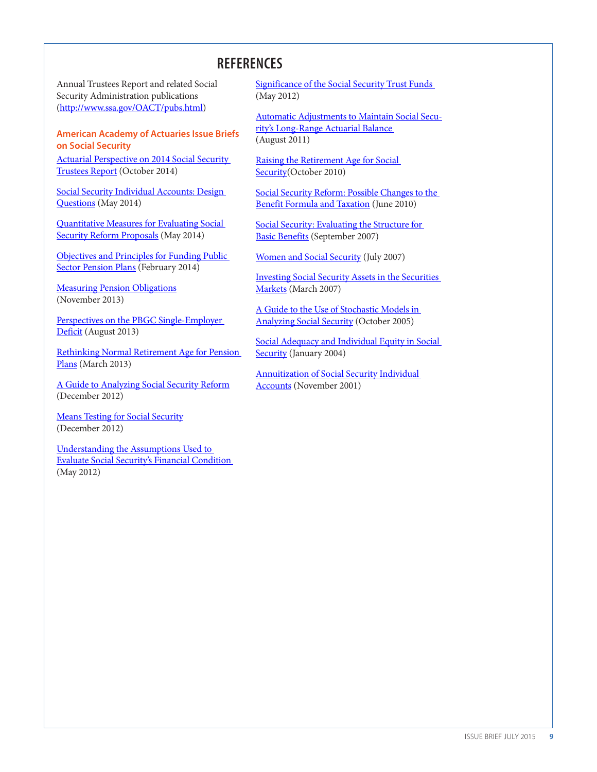# REFERENCES

Annual Trustees Report and related Social Security Administration publications (http://www.ssa.gov/OACT/pubs.html)

### American Academy of Actuaries Issue Briefs on Social Security

Actuarial Perspective on 2014 Social Security Trustees Report (October 2014)

Social Security Individual Accounts: Design Questions (May 2014)

Quantitative Measures for Evaluating Social Security Reform Proposals (May 2014)

Objectives and Principles for Funding Public Sector Pension Plans (February 2014)

Measuring Pension Obligations (November 2013)

Perspectives on the PBGC Single-Employer Deficit (August 2013)

Rethinking Normal Retirement Age for Pension Plans (March 2013)

A Guide to Analyzing Social Security Reform (December 2012)

Means Testing for Social Security (December 2012)

Understanding the Assumptions Used to Evaluate Social Security's Financial Condition (May 2012)

Significance of the Social Security Trust Funds (May 2012)

Automatic Adjustments to Maintain Social Security's Long-Range Actuarial Balance (August 2011)

Raising the Retirement Age for Social Security(October 2010)

Social Security Reform: Possible Changes to the Benefit Formula and Taxation (June 2010)

Social Security: Evaluating the Structure for Basic Benefits (September 2007)

Women and Social Security (July 2007)

Investing Social Security Assets in the Securities Markets (March 2007)

A Guide to the Use of Stochastic Models in Analyzing Social Security (October 2005)

Social Adequacy and Individual Equity in Social Security (January 2004)

Annuitization of Social Security Individual Accounts (November 2001)